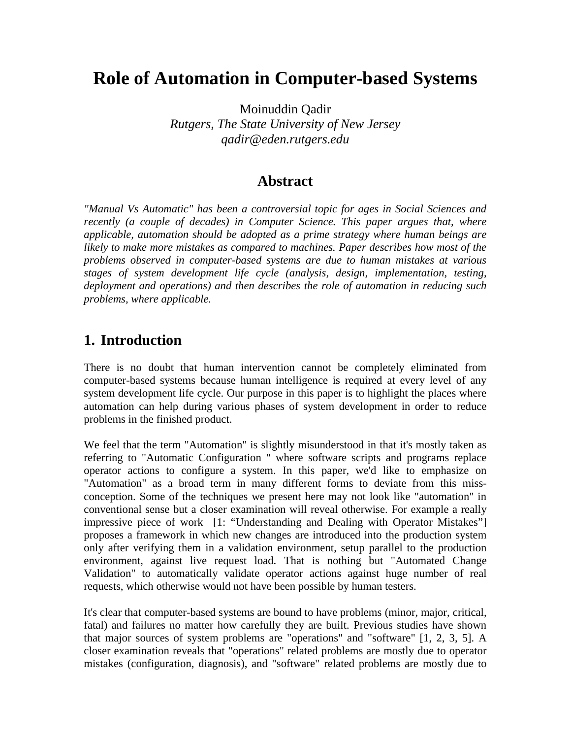# Role of Automation in Computer-based Systems

Moinuddin Qadir
*Rutgers, The State University of New Jersey*
*qadir@eden.rutgers.edu*

## Abstract

*"Manual Vs Automatic" has been a controversial topic for ages in Social Sciences and recently (a couple of decades) in Computer Science. This paper argues that, where applicable, automation should be adopted as a prime strategy where human beings are likely to make more mistakes as compared to machines. Paper describes how most of the problems observed in computer-based systems are due to human mistakes at various stages of system development life cycle (analysis, design, implementation, testing, deployment and operations) and then describes the role of automation in reducing such problems, where applicable.*

## 1. Introduction

There is no doubt that human intervention cannot be completely eliminated from computer-based systems because human intelligence is required at every level of any system development life cycle. Our purpose in this paper is to highlight the places where automation can help during various phases of system development in order to reduce problems in the finished product.

We feel that the term "Automation" is slightly misunderstood in that it's mostly taken as referring to "Automatic Configuration " where software scripts and programs replace operator actions to configure a system. In this paper, we'd like to emphasize on "Automation" as a broad term in many different forms to deviate from this miss-conception. Some of the techniques we present here may not look like "automation" in conventional sense but a closer examination will reveal otherwise. For example a really impressive piece of work [1: "Understanding and Dealing with Operator Mistakes"] proposes a framework in which new changes are introduced into the production system only after verifying them in a validation environment, setup parallel to the production environment, against live request load. That is nothing but "Automated Change Validation" to automatically validate operator actions against huge number of real requests, which otherwise would not have been possible by human testers.

It's clear that computer-based systems are bound to have problems (minor, major, critical, fatal) and failures no matter how carefully they are built. Previous studies have shown that major sources of system problems are "operations" and "software" [1, 2, 3, 5]. A closer examination reveals that "operations" related problems are mostly due to operator mistakes (configuration, diagnosis), and "software" related problems are mostly due to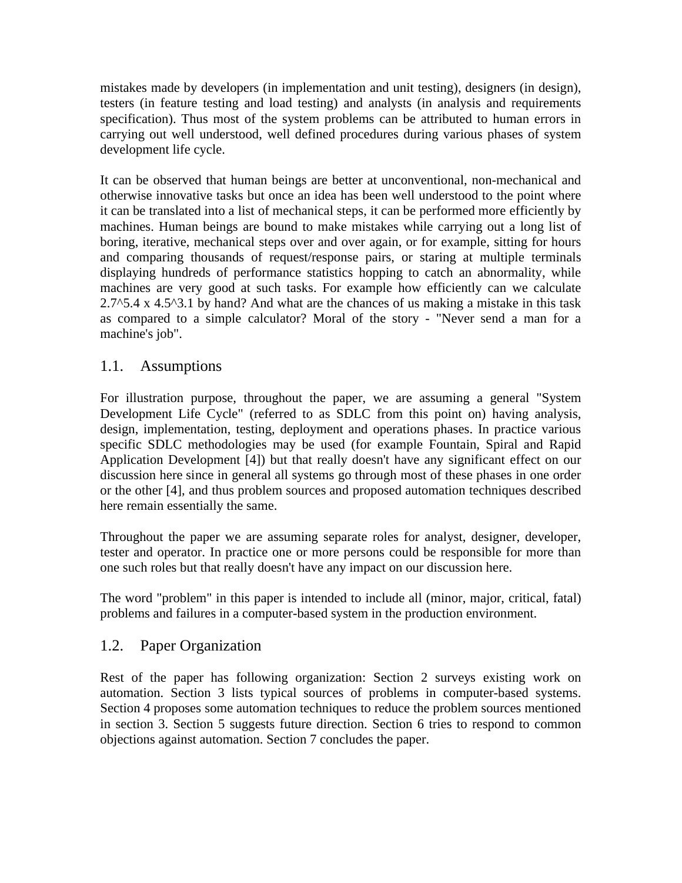mistakes made by developers (in implementation and unit testing), designers (in design), testers (in feature testing and load testing) and analysts (in analysis and requirements specification). Thus most of the system problems can be attributed to human errors in carrying out well understood, well defined procedures during various phases of system development life cycle.

It can be observed that human beings are better at unconventional, non-mechanical and otherwise innovative tasks but once an idea has been well understood to the point where it can be translated into a list of mechanical steps, it can be performed more efficiently by machines. Human beings are bound to make mistakes while carrying out a long list of boring, iterative, mechanical steps over and over again, or for example, sitting for hours and comparing thousands of request/response pairs, or staring at multiple terminals displaying hundreds of performance statistics hopping to catch an abnormality, while machines are very good at such tasks. For example how efficiently can we calculate 2.7^5.4 x 4.5^3.1 by hand? And what are the chances of us making a mistake in this task as compared to a simple calculator? Moral of the story - "Never send a man for a machine's job".

## 1.1. Assumptions

For illustration purpose, throughout the paper, we are assuming a general "System Development Life Cycle" (referred to as SDLC from this point on) having analysis, design, implementation, testing, deployment and operations phases. In practice various specific SDLC methodologies may be used (for example Fountain, Spiral and Rapid Application Development [4]) but that really doesn't have any significant effect on our discussion here since in general all systems go through most of these phases in one order or the other [4], and thus problem sources and proposed automation techniques described here remain essentially the same.

Throughout the paper we are assuming separate roles for analyst, designer, developer, tester and operator. In practice one or more persons could be responsible for more than one such roles but that really doesn't have any impact on our discussion here.

The word "problem" in this paper is intended to include all (minor, major, critical, fatal) problems and failures in a computer-based system in the production environment.

## 1.2. Paper Organization

Rest of the paper has following organization: Section 2 surveys existing work on automation. Section 3 lists typical sources of problems in computer-based systems. Section 4 proposes some automation techniques to reduce the problem sources mentioned in section 3. Section 5 suggests future direction. Section 6 tries to respond to common objections against automation. Section 7 concludes the paper.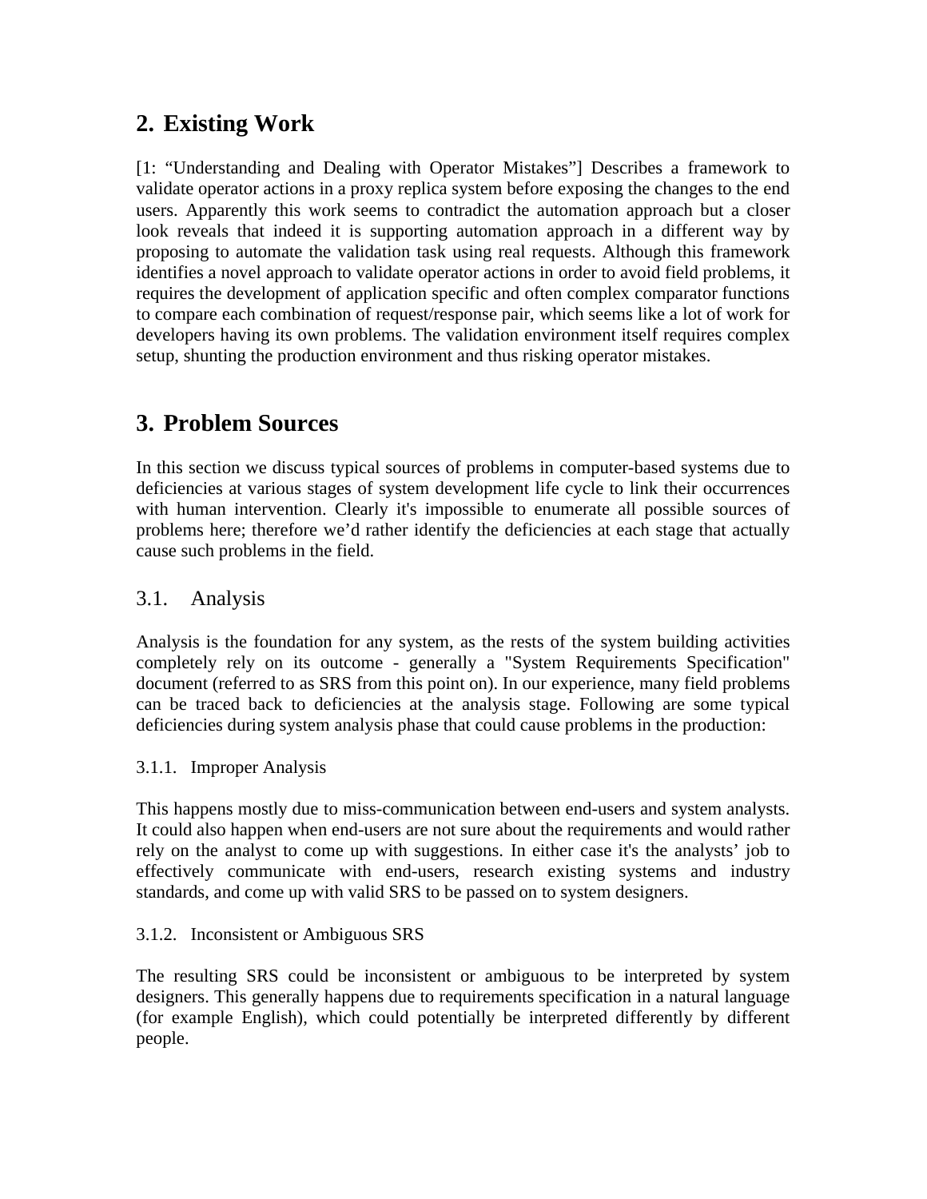## 2. Existing Work

[1: “Understanding and Dealing with Operator Mistakes”] Describes a framework to validate operator actions in a proxy replica system before exposing the changes to the end users. Apparently this work seems to contradict the automation approach but a closer look reveals that indeed it is supporting automation approach in a different way by proposing to automate the validation task using real requests. Although this framework identifies a novel approach to validate operator actions in order to avoid field problems, it requires the development of application specific and often complex comparator functions to compare each combination of request/response pair, which seems like a lot of work for developers having its own problems. The validation environment itself requires complex setup, shunting the production environment and thus risking operator mistakes.

## 3. Problem Sources

In this section we discuss typical sources of problems in computer-based systems due to deficiencies at various stages of system development life cycle to link their occurrences with human intervention. Clearly it's impossible to enumerate all possible sources of problems here; therefore we’d rather identify the deficiencies at each stage that actually cause such problems in the field.

### 3.1. Analysis

Analysis is the foundation for any system, as the rests of the system building activities completely rely on its outcome - generally a "System Requirements Specification" document (referred to as SRS from this point on). In our experience, many field problems can be traced back to deficiencies at the analysis stage. Following are some typical deficiencies during system analysis phase that could cause problems in the production:

#### 3.1.1. Improper Analysis

This happens mostly due to miss-communication between end-users and system analysts. It could also happen when end-users are not sure about the requirements and would rather rely on the analyst to come up with suggestions. In either case it's the analysts’ job to effectively communicate with end-users, research existing systems and industry standards, and come up with valid SRS to be passed on to system designers.

#### 3.1.2. Inconsistent or Ambiguous SRS

The resulting SRS could be inconsistent or ambiguous to be interpreted by system designers. This generally happens due to requirements specification in a natural language (for example English), which could potentially be interpreted differently by different people.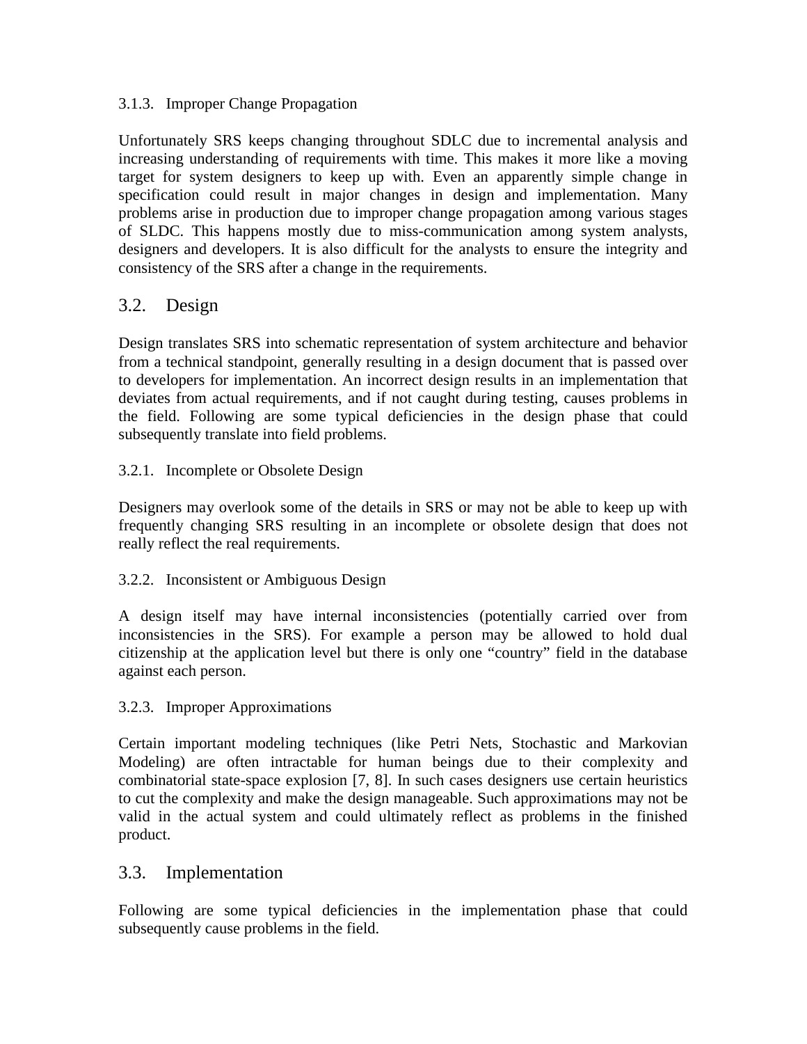#### 3.1.3. Improper Change Propagation

Unfortunately SRS keeps changing throughout SDLC due to incremental analysis and increasing understanding of requirements with time. This makes it more like a moving target for system designers to keep up with. Even an apparently simple change in specification could result in major changes in design and implementation. Many problems arise in production due to improper change propagation among various stages of SLDC. This happens mostly due to miss-communication among system analysts, designers and developers. It is also difficult for the analysts to ensure the integrity and consistency of the SRS after a change in the requirements.

### 3.2. Design

Design translates SRS into schematic representation of system architecture and behavior from a technical standpoint, generally resulting in a design document that is passed over to developers for implementation. An incorrect design results in an implementation that deviates from actual requirements, and if not caught during testing, causes problems in the field. Following are some typical deficiencies in the design phase that could subsequently translate into field problems.

#### 3.2.1. Incomplete or Obsolete Design

Designers may overlook some of the details in SRS or may not be able to keep up with frequently changing SRS resulting in an incomplete or obsolete design that does not really reflect the real requirements.

#### 3.2.2. Inconsistent or Ambiguous Design

A design itself may have internal inconsistencies (potentially carried over from inconsistencies in the SRS). For example a person may be allowed to hold dual citizenship at the application level but there is only one “country” field in the database against each person.

#### 3.2.3. Improper Approximations

Certain important modeling techniques (like Petri Nets, Stochastic and Markovian Modeling) are often intractable for human beings due to their complexity and combinatorial state-space explosion [7, 8]. In such cases designers use certain heuristics to cut the complexity and make the design manageable. Such approximations may not be valid in the actual system and could ultimately reflect as problems in the finished product.

### 3.3. Implementation

Following are some typical deficiencies in the implementation phase that could subsequently cause problems in the field.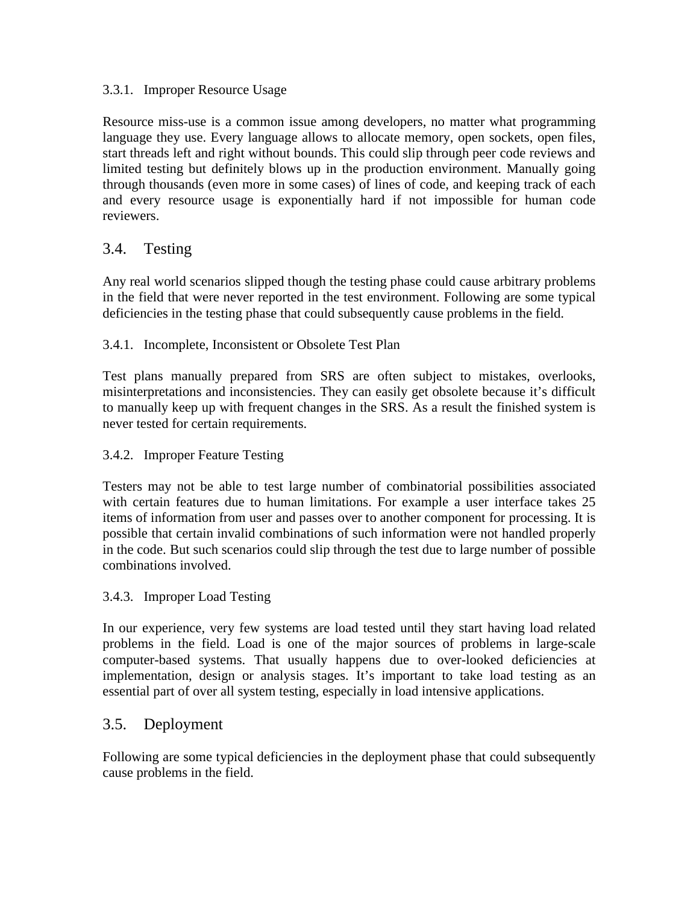#### 3.3.1. Improper Resource Usage

Resource miss-use is a common issue among developers, no matter what programming language they use. Every language allows to allocate memory, open sockets, open files, start threads left and right without bounds. This could slip through peer code reviews and limited testing but definitely blows up in the production environment. Manually going through thousands (even more in some cases) of lines of code, and keeping track of each and every resource usage is exponentially hard if not impossible for human code reviewers.

### 3.4. Testing

Any real world scenarios slipped though the testing phase could cause arbitrary problems in the field that were never reported in the test environment. Following are some typical deficiencies in the testing phase that could subsequently cause problems in the field.

#### 3.4.1. Incomplete, Inconsistent or Obsolete Test Plan

Test plans manually prepared from SRS are often subject to mistakes, overlooks, misinterpretations and inconsistencies. They can easily get obsolete because it's difficult to manually keep up with frequent changes in the SRS. As a result the finished system is never tested for certain requirements.

#### 3.4.2. Improper Feature Testing

Testers may not be able to test large number of combinatorial possibilities associated with certain features due to human limitations. For example a user interface takes 25 items of information from user and passes over to another component for processing. It is possible that certain invalid combinations of such information were not handled properly in the code. But such scenarios could slip through the test due to large number of possible combinations involved.

#### 3.4.3. Improper Load Testing

In our experience, very few systems are load tested until they start having load related problems in the field. Load is one of the major sources of problems in large-scale computer-based systems. That usually happens due to over-looked deficiencies at implementation, design or analysis stages. It's important to take load testing as an essential part of over all system testing, especially in load intensive applications.

### 3.5. Deployment

Following are some typical deficiencies in the deployment phase that could subsequently cause problems in the field.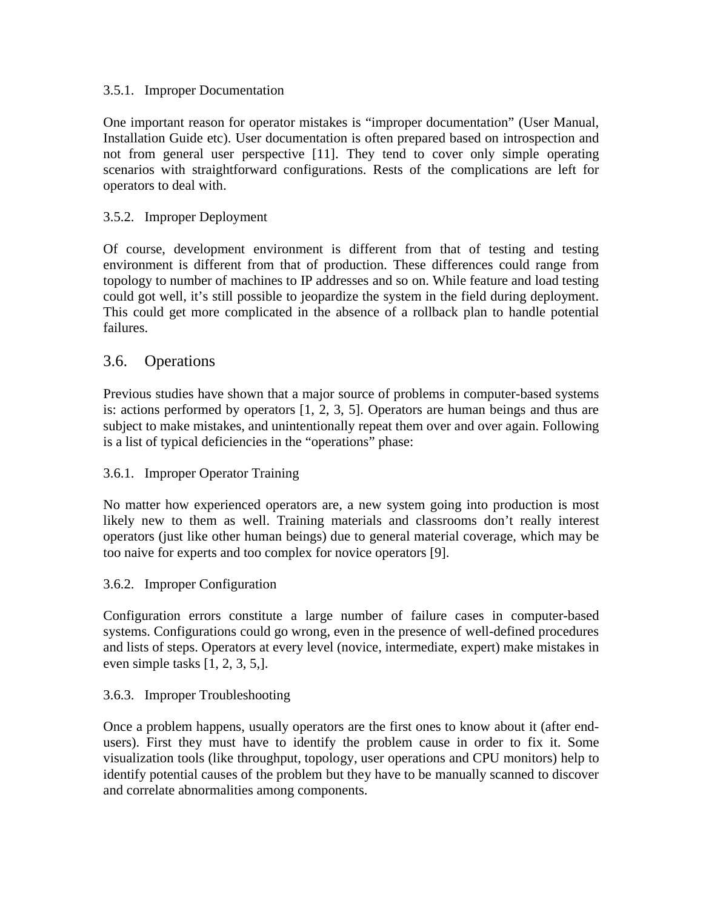#### 3.5.1. Improper Documentation

One important reason for operator mistakes is "improper documentation" (User Manual, Installation Guide etc). User documentation is often prepared based on introspection and not from general user perspective [11]. They tend to cover only simple operating scenarios with straightforward configurations. Rests of the complications are left for operators to deal with.

#### 3.5.2. Improper Deployment

Of course, development environment is different from that of testing and testing environment is different from that of production. These differences could range from topology to number of machines to IP addresses and so on. While feature and load testing could got well, it's still possible to jeopardize the system in the field during deployment. This could get more complicated in the absence of a rollback plan to handle potential failures.

### 3.6. Operations

Previous studies have shown that a major source of problems in computer-based systems is: actions performed by operators [1, 2, 3, 5]. Operators are human beings and thus are subject to make mistakes, and unintentionally repeat them over and over again. Following is a list of typical deficiencies in the "operations" phase:

#### 3.6.1. Improper Operator Training

No matter how experienced operators are, a new system going into production is most likely new to them as well. Training materials and classrooms don't really interest operators (just like other human beings) due to general material coverage, which may be too naive for experts and too complex for novice operators [9].

#### 3.6.2. Improper Configuration

Configuration errors constitute a large number of failure cases in computer-based systems. Configurations could go wrong, even in the presence of well-defined procedures and lists of steps. Operators at every level (novice, intermediate, expert) make mistakes in even simple tasks [1, 2, 3, 5,].

#### 3.6.3. Improper Troubleshooting

Once a problem happens, usually operators are the first ones to know about it (after end-users). First they must have to identify the problem cause in order to fix it. Some visualization tools (like throughput, topology, user operations and CPU monitors) help to identify potential causes of the problem but they have to be manually scanned to discover and correlate abnormalities among components.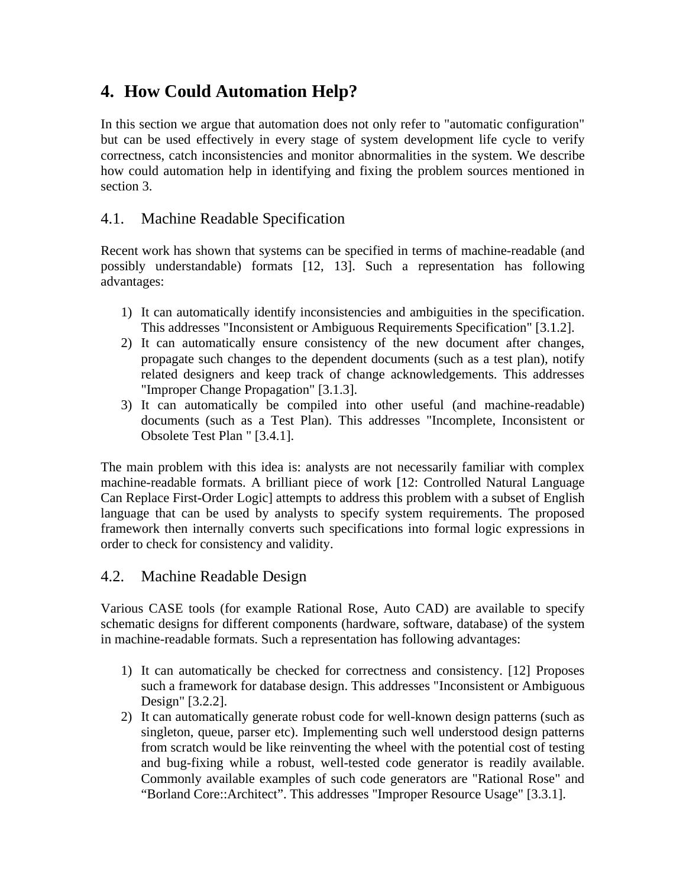# 4. How Could Automation Help?

In this section we argue that automation does not only refer to "automatic configuration" but can be used effectively in every stage of system development life cycle to verify correctness, catch inconsistencies and monitor abnormalities in the system. We describe how could automation help in identifying and fixing the problem sources mentioned in section 3.

## 4.1. Machine Readable Specification

Recent work has shown that systems can be specified in terms of machine-readable (and possibly understandable) formats [12, 13]. Such a representation has following advantages:

1) It can automatically identify inconsistencies and ambiguities in the specification. This addresses "Inconsistent or Ambiguous Requirements Specification" [3.1.2].
2) It can automatically ensure consistency of the new document after changes, propagate such changes to the dependent documents (such as a test plan), notify related designers and keep track of change acknowledgements. This addresses "Improper Change Propagation" [3.1.3].
3) It can automatically be compiled into other useful (and machine-readable) documents (such as a Test Plan). This addresses "Incomplete, Inconsistent or Obsolete Test Plan " [3.4.1].

The main problem with this idea is: analysts are not necessarily familiar with complex machine-readable formats. A brilliant piece of work [12: Controlled Natural Language Can Replace First-Order Logic] attempts to address this problem with a subset of English language that can be used by analysts to specify system requirements. The proposed framework then internally converts such specifications into formal logic expressions in order to check for consistency and validity.

## 4.2. Machine Readable Design

Various CASE tools (for example Rational Rose, Auto CAD) are available to specify schematic designs for different components (hardware, software, database) of the system in machine-readable formats. Such a representation has following advantages:

1) It can automatically be checked for correctness and consistency. [12] Proposes such a framework for database design. This addresses "Inconsistent or Ambiguous Design" [3.2.2].
2) It can automatically generate robust code for well-known design patterns (such as singleton, queue, parser etc). Implementing such well understood design patterns from scratch would be like reinventing the wheel with the potential cost of testing and bug-fixing while a robust, well-tested code generator is readily available. Commonly available examples of such code generators are "Rational Rose" and “Borland Core::Architect”. This addresses "Improper Resource Usage" [3.3.1].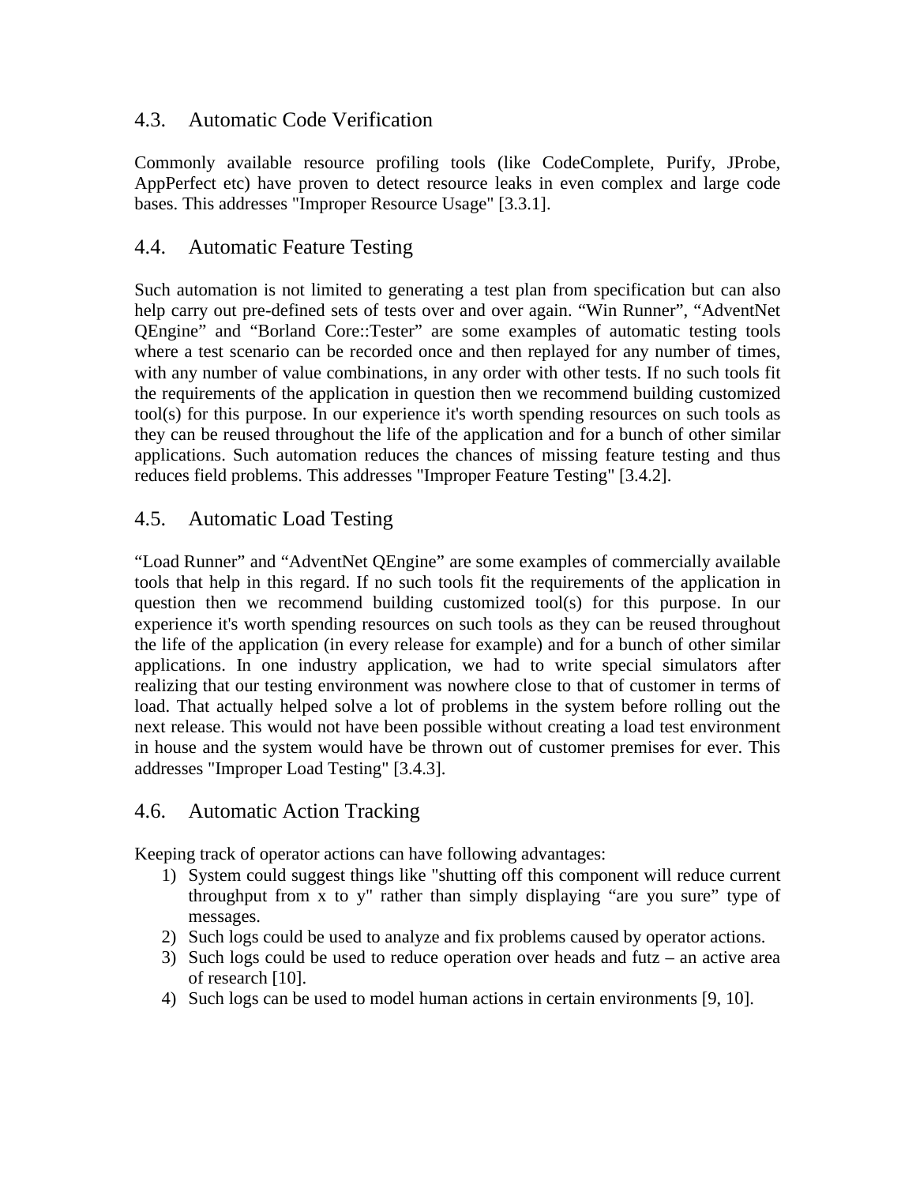## 4.3. Automatic Code Verification

Commonly available resource profiling tools (like CodeComplete, Purify, JProbe, AppPerfect etc) have proven to detect resource leaks in even complex and large code bases. This addresses "Improper Resource Usage" [3.3.1].

## 4.4. Automatic Feature Testing

Such automation is not limited to generating a test plan from specification but can also help carry out pre-defined sets of tests over and over again. “Win Runner”, “AdventNet QEngine” and “Borland Core::Tester” are some examples of automatic testing tools where a test scenario can be recorded once and then replayed for any number of times, with any number of value combinations, in any order with other tests. If no such tools fit the requirements of the application in question then we recommend building customized tool(s) for this purpose. In our experience it's worth spending resources on such tools as they can be reused throughout the life of the application and for a bunch of other similar applications. Such automation reduces the chances of missing feature testing and thus reduces field problems. This addresses "Improper Feature Testing" [3.4.2].

## 4.5. Automatic Load Testing

“Load Runner” and “AdventNet QEngine” are some examples of commercially available tools that help in this regard. If no such tools fit the requirements of the application in question then we recommend building customized tool(s) for this purpose. In our experience it's worth spending resources on such tools as they can be reused throughout the life of the application (in every release for example) and for a bunch of other similar applications. In one industry application, we had to write special simulators after realizing that our testing environment was nowhere close to that of customer in terms of load. That actually helped solve a lot of problems in the system before rolling out the next release. This would not have been possible without creating a load test environment in house and the system would have be thrown out of customer premises for ever. This addresses "Improper Load Testing" [3.4.3].

## 4.6. Automatic Action Tracking

Keeping track of operator actions can have following advantages:

1) System could suggest things like "shutting off this component will reduce current throughput from x to y" rather than simply displaying “are you sure” type of messages.
2) Such logs could be used to analyze and fix problems caused by operator actions.
3) Such logs could be used to reduce operation over heads and futz – an active area of research [10].
4) Such logs can be used to model human actions in certain environments [9, 10].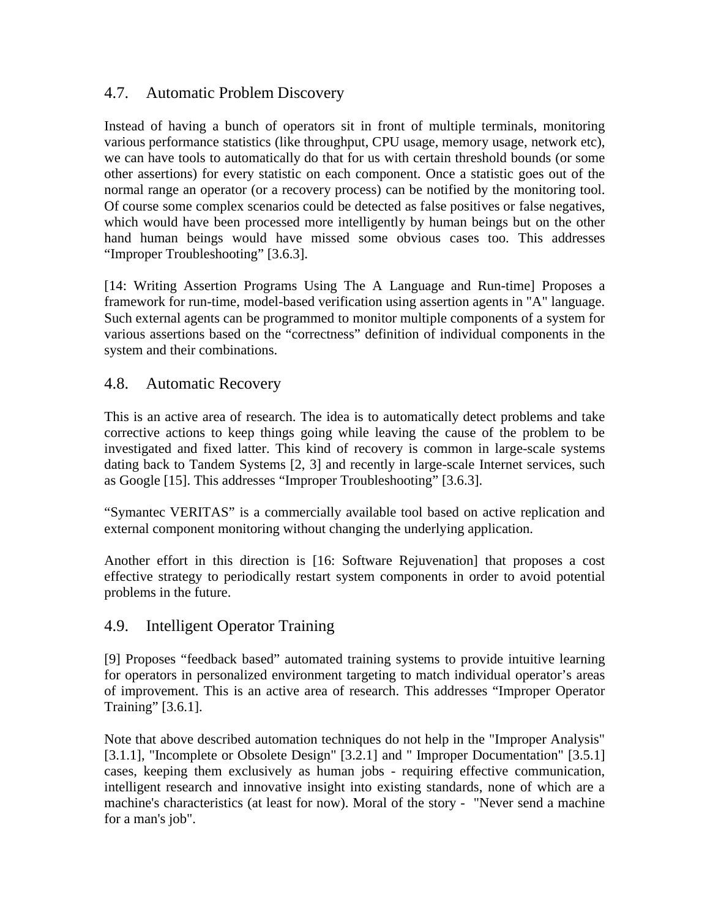## 4.7. Automatic Problem Discovery

Instead of having a bunch of operators sit in front of multiple terminals, monitoring various performance statistics (like throughput, CPU usage, memory usage, network etc), we can have tools to automatically do that for us with certain threshold bounds (or some other assertions) for every statistic on each component. Once a statistic goes out of the normal range an operator (or a recovery process) can be notified by the monitoring tool. Of course some complex scenarios could be detected as false positives or false negatives, which would have been processed more intelligently by human beings but on the other hand human beings would have missed some obvious cases too. This addresses "Improper Troubleshooting" [3.6.3].

[14: Writing Assertion Programs Using The A Language and Run-time] Proposes a framework for run-time, model-based verification using assertion agents in "A" language. Such external agents can be programmed to monitor multiple components of a system for various assertions based on the "correctness" definition of individual components in the system and their combinations.

## 4.8. Automatic Recovery

This is an active area of research. The idea is to automatically detect problems and take corrective actions to keep things going while leaving the cause of the problem to be investigated and fixed latter. This kind of recovery is common in large-scale systems dating back to Tandem Systems [2, 3] and recently in large-scale Internet services, such as Google [15]. This addresses "Improper Troubleshooting" [3.6.3].

"Symantec VERITAS" is a commercially available tool based on active replication and external component monitoring without changing the underlying application.

Another effort in this direction is [16: Software Rejuvenation] that proposes a cost effective strategy to periodically restart system components in order to avoid potential problems in the future.

## 4.9. Intelligent Operator Training

[9] Proposes "feedback based" automated training systems to provide intuitive learning for operators in personalized environment targeting to match individual operator's areas of improvement. This is an active area of research. This addresses "Improper Operator Training" [3.6.1].

Note that above described automation techniques do not help in the "Improper Analysis" [3.1.1], "Incomplete or Obsolete Design" [3.2.1] and " Improper Documentation" [3.5.1] cases, keeping them exclusively as human jobs - requiring effective communication, intelligent research and innovative insight into existing standards, none of which are a machine's characteristics (at least for now). Moral of the story - "Never send a machine for a man's job".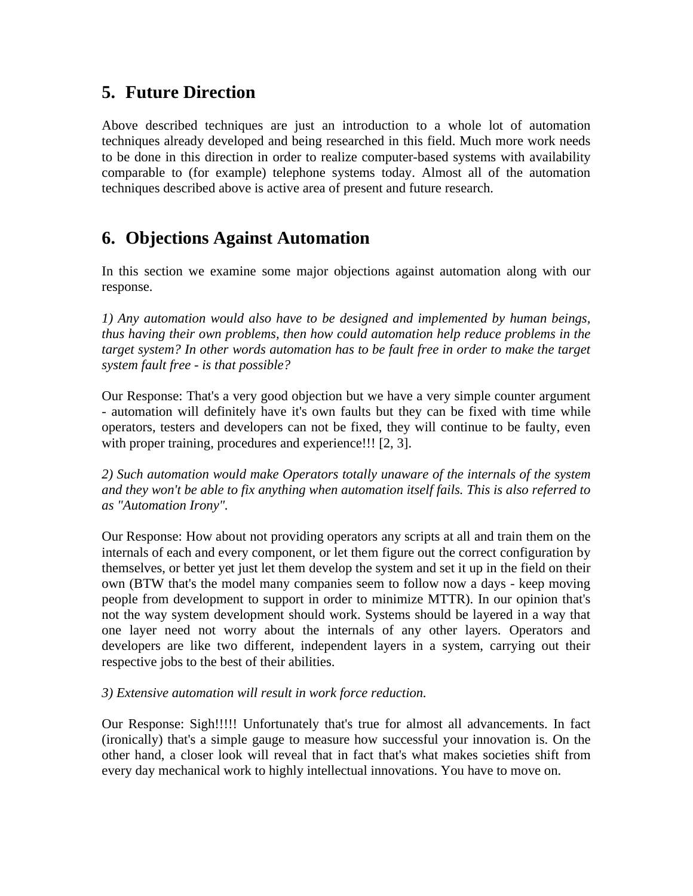## 5. Future Direction

Above described techniques are just an introduction to a whole lot of automation techniques already developed and being researched in this field. Much more work needs to be done in this direction in order to realize computer-based systems with availability comparable to (for example) telephone systems today. Almost all of the automation techniques described above is active area of present and future research.

## 6. Objections Against Automation

In this section we examine some major objections against automation along with our response.

*1) Any automation would also have to be designed and implemented by human beings, thus having their own problems, then how could automation help reduce problems in the target system? In other words automation has to be fault free in order to make the target system fault free - is that possible?*

Our Response: That's a very good objection but we have a very simple counter argument - automation will definitely have it's own faults but they can be fixed with time while operators, testers and developers can not be fixed, they will continue to be faulty, even with proper training, procedures and experience!!! [2, 3].

*2) Such automation would make Operators totally unaware of the internals of the system and they won't be able to fix anything when automation itself fails. This is also referred to as "Automation Irony".*

Our Response: How about not providing operators any scripts at all and train them on the internals of each and every component, or let them figure out the correct configuration by themselves, or better yet just let them develop the system and set it up in the field on their own (BTW that's the model many companies seem to follow now a days - keep moving people from development to support in order to minimize MTTR). In our opinion that's not the way system development should work. Systems should be layered in a way that one layer need not worry about the internals of any other layers. Operators and developers are like two different, independent layers in a system, carrying out their respective jobs to the best of their abilities.

*3) Extensive automation will result in work force reduction.*

Our Response: Sigh!!!!! Unfortunately that's true for almost all advancements. In fact (ironically) that's a simple gauge to measure how successful your innovation is. On the other hand, a closer look will reveal that in fact that's what makes societies shift from every day mechanical work to highly intellectual innovations. You have to move on.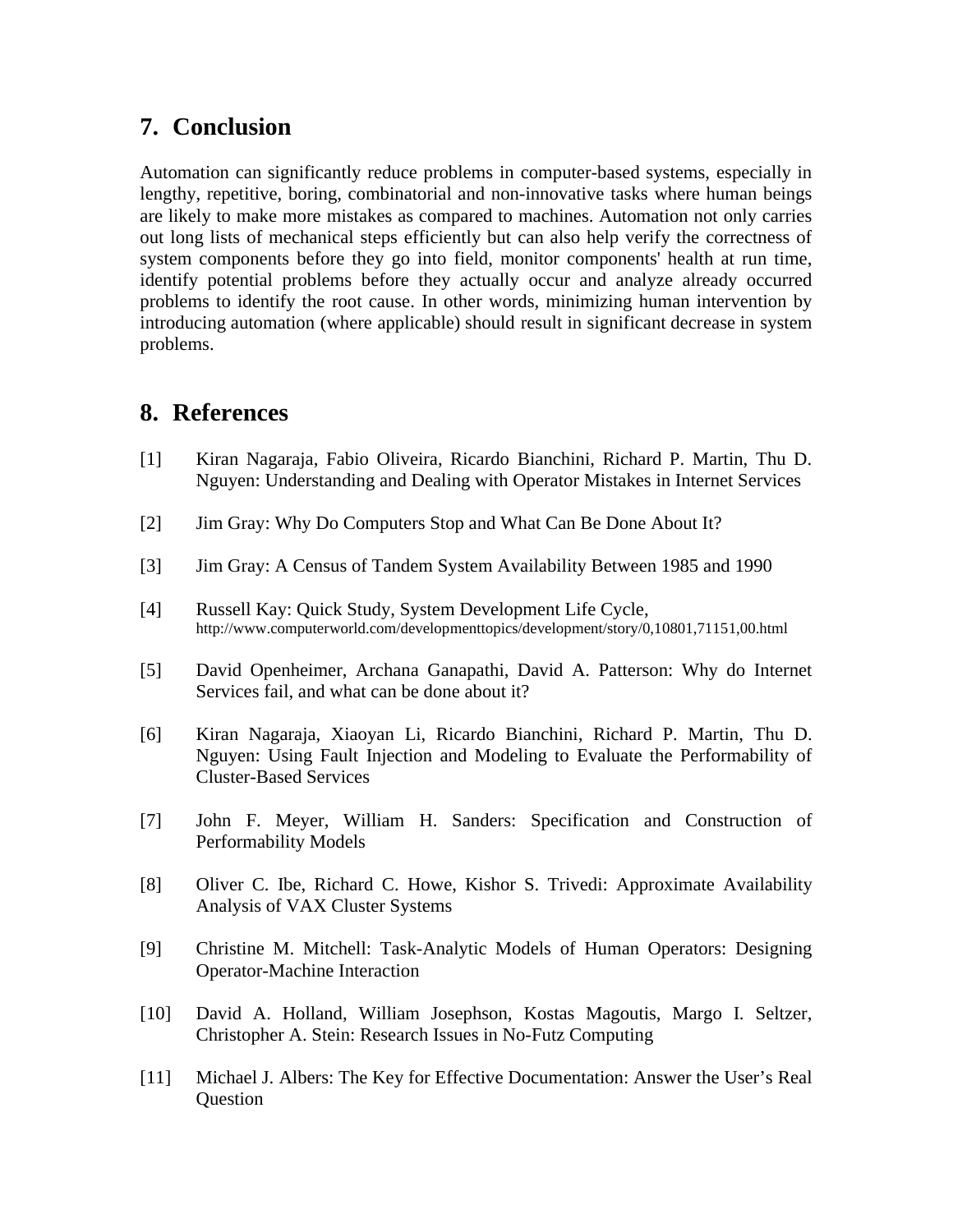## 7. Conclusion

Automation can significantly reduce problems in computer-based systems, especially in lengthy, repetitive, boring, combinatorial and non-innovative tasks where human beings are likely to make more mistakes as compared to machines. Automation not only carries out long lists of mechanical steps efficiently but can also help verify the correctness of system components before they go into field, monitor components' health at run time, identify potential problems before they actually occur and analyze already occurred problems to identify the root cause. In other words, minimizing human intervention by introducing automation (where applicable) should result in significant decrease in system problems.

## 8. References

[1] Kiran Nagaraja, Fabio Oliveira, Ricardo Bianchini, Richard P. Martin, Thu D. Nguyen: Understanding and Dealing with Operator Mistakes in Internet Services

[2] Jim Gray: Why Do Computers Stop and What Can Be Done About It?

[3] Jim Gray: A Census of Tandem System Availability Between 1985 and 1990

[4] Russell Kay: Quick Study, System Development Life Cycle, http://www.computerworld.com/developmenttopics/development/story/0,10801,71151,00.html

[5] David Openheimer, Archana Ganapathi, David A. Patterson: Why do Internet Services fail, and what can be done about it?

[6] Kiran Nagaraja, Xiaoyan Li, Ricardo Bianchini, Richard P. Martin, Thu D. Nguyen: Using Fault Injection and Modeling to Evaluate the Performability of Cluster-Based Services

[7] John F. Meyer, William H. Sanders: Specification and Construction of Performability Models

[8] Oliver C. Ibe, Richard C. Howe, Kishor S. Trivedi: Approximate Availability Analysis of VAX Cluster Systems

[9] Christine M. Mitchell: Task-Analytic Models of Human Operators: Designing Operator-Machine Interaction

[10] David A. Holland, William Josephson, Kostas Magoutis, Margo I. Seltzer, Christopher A. Stein: Research Issues in No-Futz Computing

[11] Michael J. Albers: The Key for Effective Documentation: Answer the User's Real Question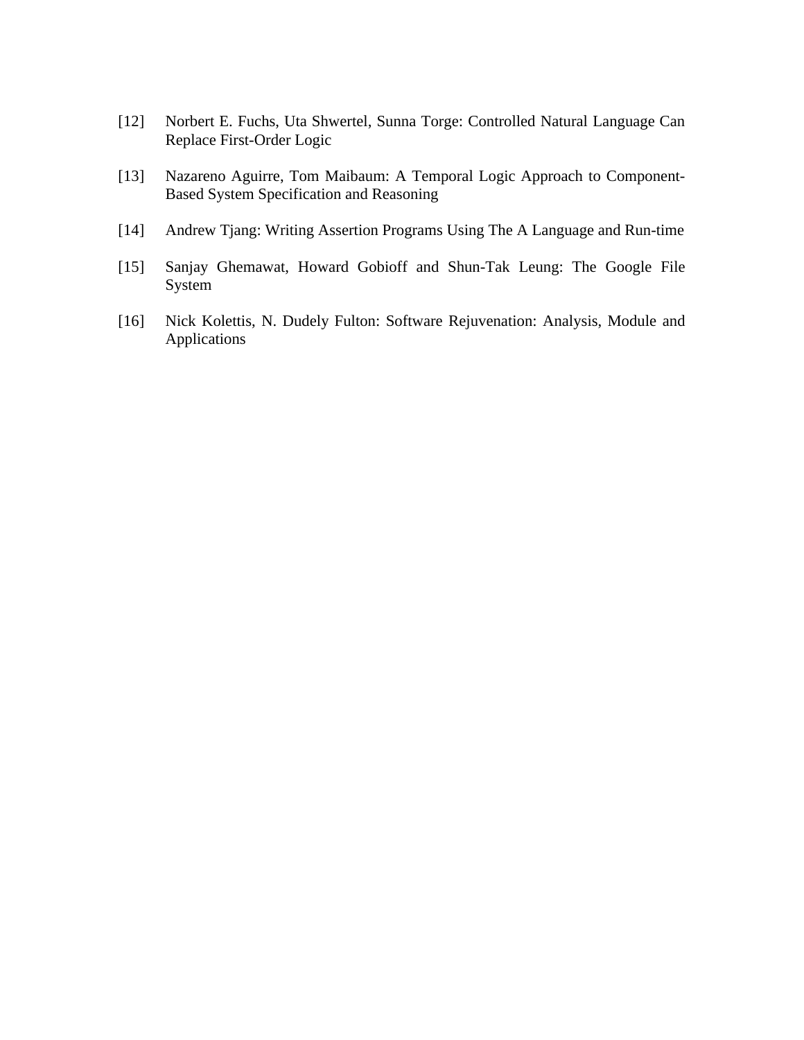[12] Norbert E. Fuchs, Uta Shwertel, Sunna Torge: Controlled Natural Language Can Replace First-Order Logic

[13] Nazareno Aguirre, Tom Maibaum: A Temporal Logic Approach to Component-Based System Specification and Reasoning

[14] Andrew Tjang: Writing Assertion Programs Using The A Language and Run-time

[15] Sanjay Ghemawat, Howard Gobioff and Shun-Tak Leung: The Google File System

[16] Nick Kolettis, N. Dudely Fulton: Software Rejuvenation: Analysis, Module and Applications